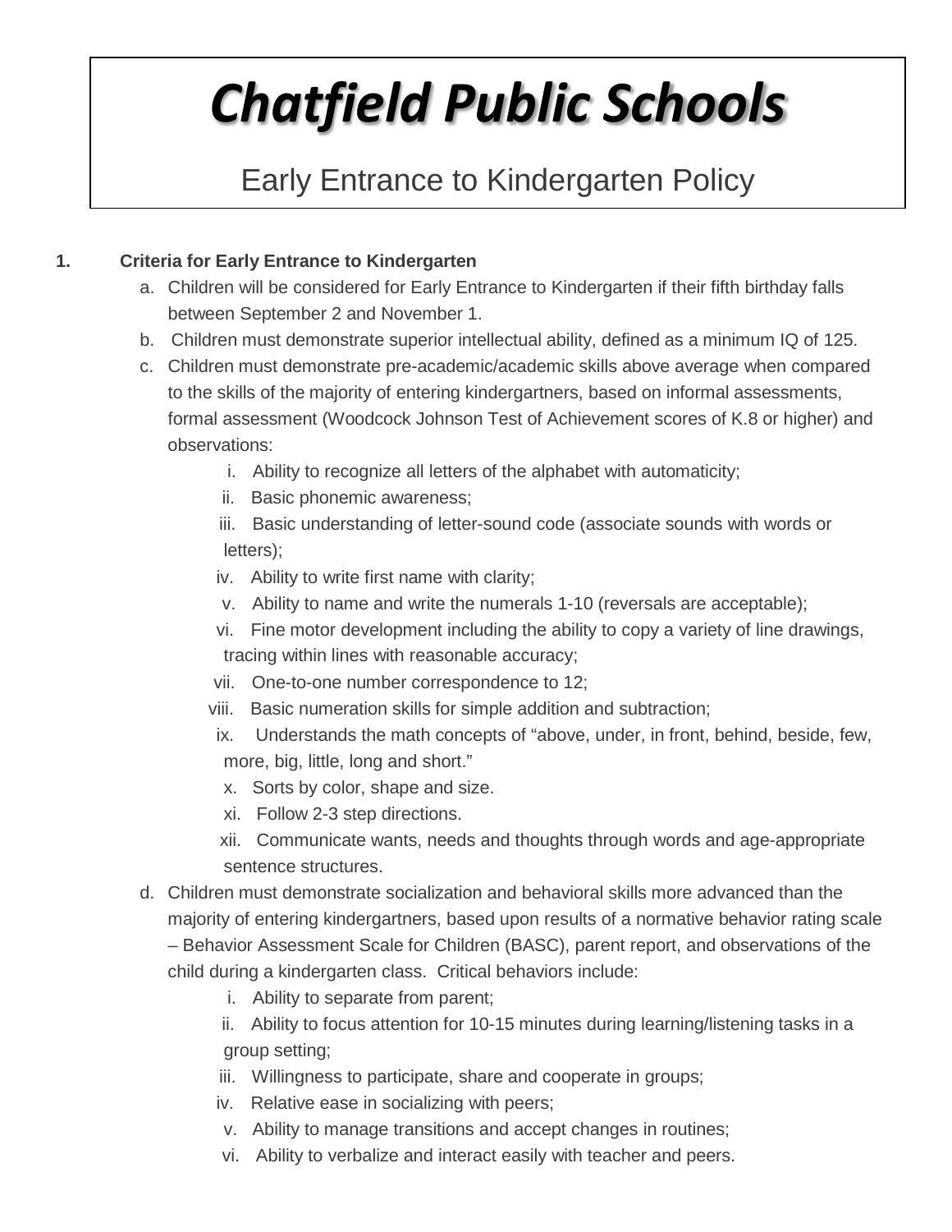# *Chatfield Public Schools*

## Early Entrance to Kindergarten Policy

1. **Criteria for Early Entrance to Kindergarten**

   a. Children will be considered for Early Entrance to Kindergarten if their fifth birthday falls between September 2 and November 1.

   b. Children must demonstrate superior intellectual ability, defined as a minimum IQ of 125.

   c. Children must demonstrate pre-academic/academic skills above average when compared to the skills of the majority of entering kindergartners, based on informal assessments, formal assessment (Woodcock Johnson Test of Achievement scores of K.8 or higher) and observations:

      i. Ability to recognize all letters of the alphabet with automaticity;

      ii. Basic phonemic awareness;

      iii. Basic understanding of letter-sound code (associate sounds with words or letters);

      iv. Ability to write first name with clarity;

      v. Ability to name and write the numerals 1-10 (reversals are acceptable);

      vi. Fine motor development including the ability to copy a variety of line drawings, tracing within lines with reasonable accuracy;

      vii. One-to-one number correspondence to 12;

      viii. Basic numeration skills for simple addition and subtraction;

      ix. Understands the math concepts of "above, under, in front, behind, beside, few, more, big, little, long and short."

      x. Sorts by color, shape and size.

      xi. Follow 2-3 step directions.

      xii. Communicate wants, needs and thoughts through words and age-appropriate sentence structures.

   d. Children must demonstrate socialization and behavioral skills more advanced than the majority of entering kindergartners, based upon results of a normative behavior rating scale – Behavior Assessment Scale for Children (BASC), parent report, and observations of the child during a kindergarten class. Critical behaviors include:

      i. Ability to separate from parent;

      ii. Ability to focus attention for 10-15 minutes during learning/listening tasks in a group setting;

      iii. Willingness to participate, share and cooperate in groups;

      iv. Relative ease in socializing with peers;

      v. Ability to manage transitions and accept changes in routines;

      vi. Ability to verbalize and interact easily with teacher and peers.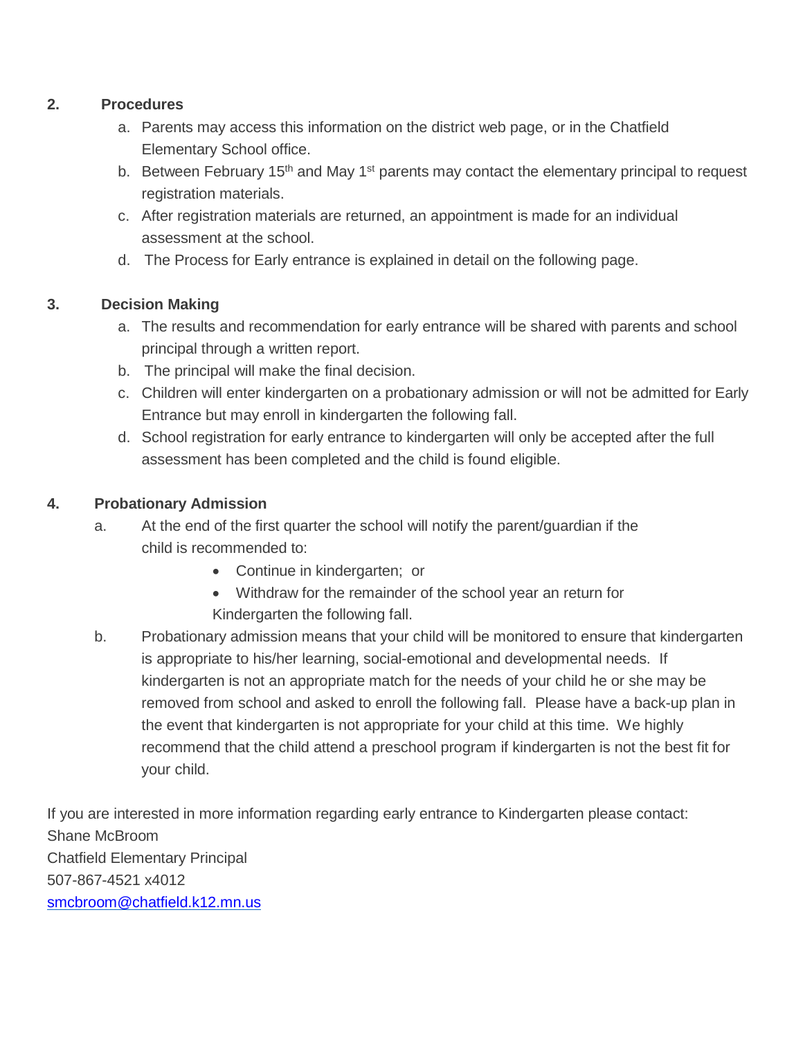**2. Procedures**

a. Parents may access this information on the district web page, or in the Chatfield Elementary School office.
b. Between February 15th and May 1st parents may contact the elementary principal to request registration materials.
c. After registration materials are returned, an appointment is made for an individual assessment at the school.
d. The Process for Early entrance is explained in detail on the following page.

**3. Decision Making**

a. The results and recommendation for early entrance will be shared with parents and school principal through a written report.
b. The principal will make the final decision.
c. Children will enter kindergarten on a probationary admission or will not be admitted for Early Entrance but may enroll in kindergarten the following fall.
d. School registration for early entrance to kindergarten will only be accepted after the full assessment has been completed and the child is found eligible.

**4. Probationary Admission**

a. At the end of the first quarter the school will notify the parent/guardian if the child is recommended to:
   - Continue in kindergarten; or
   - Withdraw for the remainder of the school year an return for Kindergarten the following fall.

b. Probationary admission means that your child will be monitored to ensure that kindergarten is appropriate to his/her learning, social-emotional and developmental needs. If kindergarten is not an appropriate match for the needs of your child he or she may be removed from school and asked to enroll the following fall. Please have a back-up plan in the event that kindergarten is not appropriate for your child at this time. We highly recommend that the child attend a preschool program if kindergarten is not the best fit for your child.

If you are interested in more information regarding early entrance to Kindergarten please contact:
Shane McBroom
Chatfield Elementary Principal
507-867-4521 x4012
smcbroom@chatfield.k12.mn.us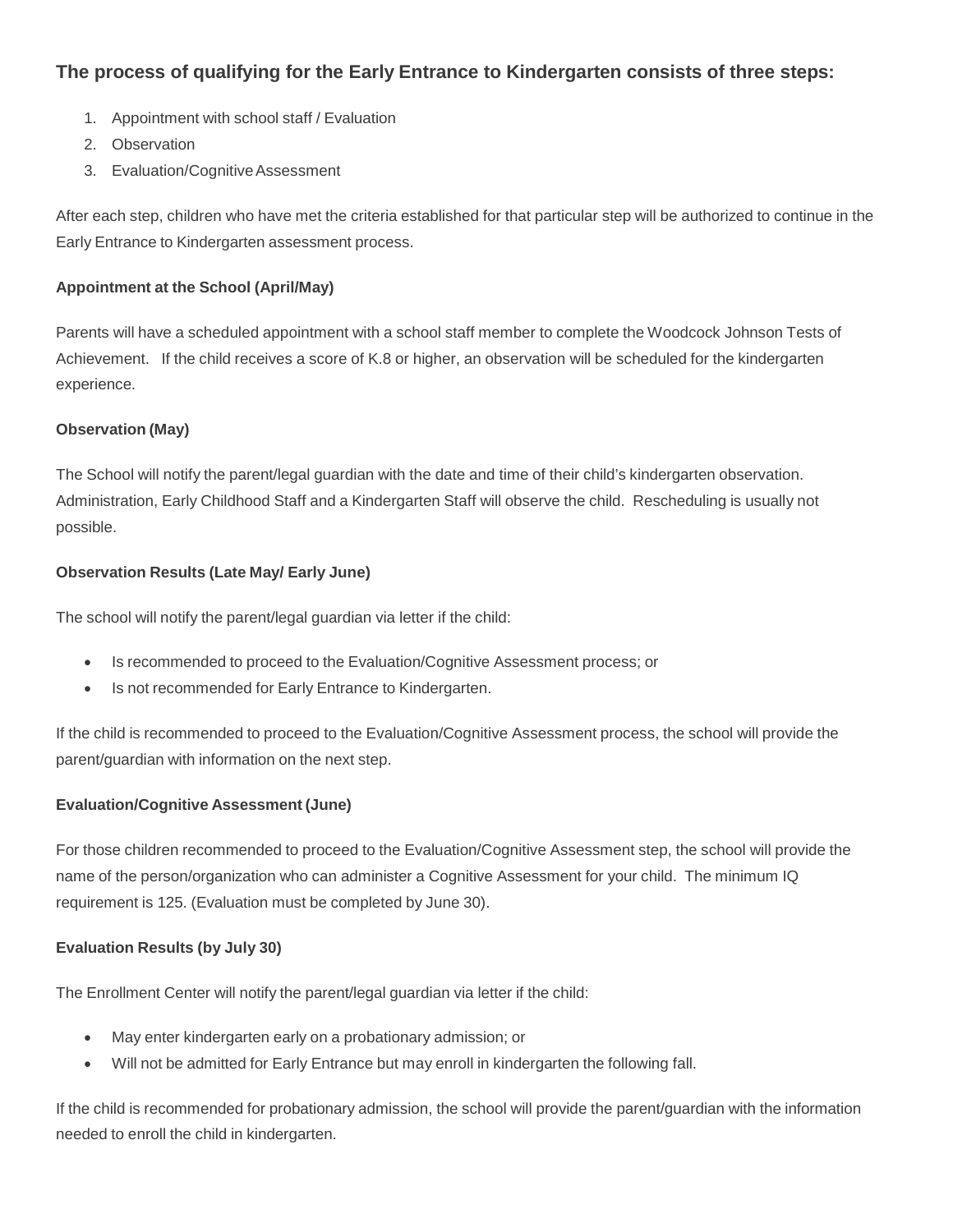### The process of qualifying for the Early Entrance to Kindergarten consists of three steps:

1. Appointment with school staff / Evaluation
2. Observation
3. Evaluation/Cognitive Assessment

After each step, children who have met the criteria established for that particular step will be authorized to continue in the Early Entrance to Kindergarten assessment process.

**Appointment at the School (April/May)**

Parents will have a scheduled appointment with a school staff member to complete the Woodcock Johnson Tests of Achievement. If the child receives a score of K.8 or higher, an observation will be scheduled for the kindergarten experience.

**Observation (May)**

The School will notify the parent/legal guardian with the date and time of their child's kindergarten observation. Administration, Early Childhood Staff and a Kindergarten Staff will observe the child. Rescheduling is usually not possible.

**Observation Results (Late May/ Early June)**

The school will notify the parent/legal guardian via letter if the child:

- Is recommended to proceed to the Evaluation/Cognitive Assessment process; or
- Is not recommended for Early Entrance to Kindergarten.

If the child is recommended to proceed to the Evaluation/Cognitive Assessment process, the school will provide the parent/guardian with information on the next step.

**Evaluation/Cognitive Assessment (June)**

For those children recommended to proceed to the Evaluation/Cognitive Assessment step, the school will provide the name of the person/organization who can administer a Cognitive Assessment for your child. The minimum IQ requirement is 125. (Evaluation must be completed by June 30).

**Evaluation Results (by July 30)**

The Enrollment Center will notify the parent/legal guardian via letter if the child:

- May enter kindergarten early on a probationary admission; or
- Will not be admitted for Early Entrance but may enroll in kindergarten the following fall.

If the child is recommended for probationary admission, the school will provide the parent/guardian with the information needed to enroll the child in kindergarten.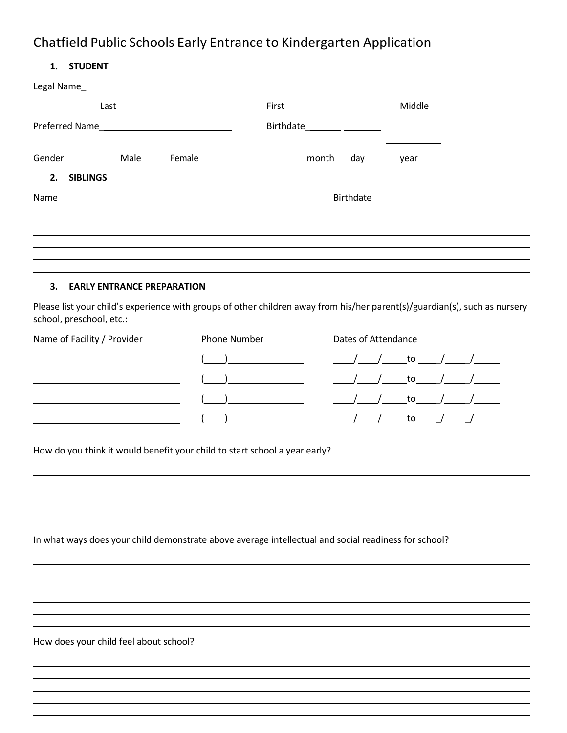# Chatfield Public Schools Early Entrance to Kindergarten Application

**1. STUDENT**

Legal Name_______________________________________________

Last First Middle

Preferred Name___________________ Birthdate______ ______ ______

Gender ____Male ___Female month day year

**2. SIBLINGS**

| Name | Birthdate |
|---|---|
| | |
| | |
| | |
| | |

**3. EARLY ENTRANCE PREPARATION**

Please list your child's experience with groups of other children away from his/her parent(s)/guardian(s), such as nursery school, preschool, etc.:

| Name of Facility / Provider | Phone Number | Dates of Attendance |
|---|---|---|
| | (____)____________ | ____/____/_____to ____/_____/_____ |
| | (____)____________ | ____/____/_____to ____/_____/_____ |
| | (____)____________ | ____/____/_____to ____/_____/_____ |
| | (____)____________ | ____/____/_____to ____/_____/_____ |

How do you think it would benefit your child to start school a year early?

_______________________________________________

_______________________________________________

_______________________________________________

_______________________________________________

_______________________________________________

In what ways does your child demonstrate above average intellectual and social readiness for school?

_______________________________________________

_______________________________________________

_______________________________________________

_______________________________________________

_______________________________________________

_______________________________________________

How does your child feel about school?

_______________________________________________

_______________________________________________

_______________________________________________

_______________________________________________

_______________________________________________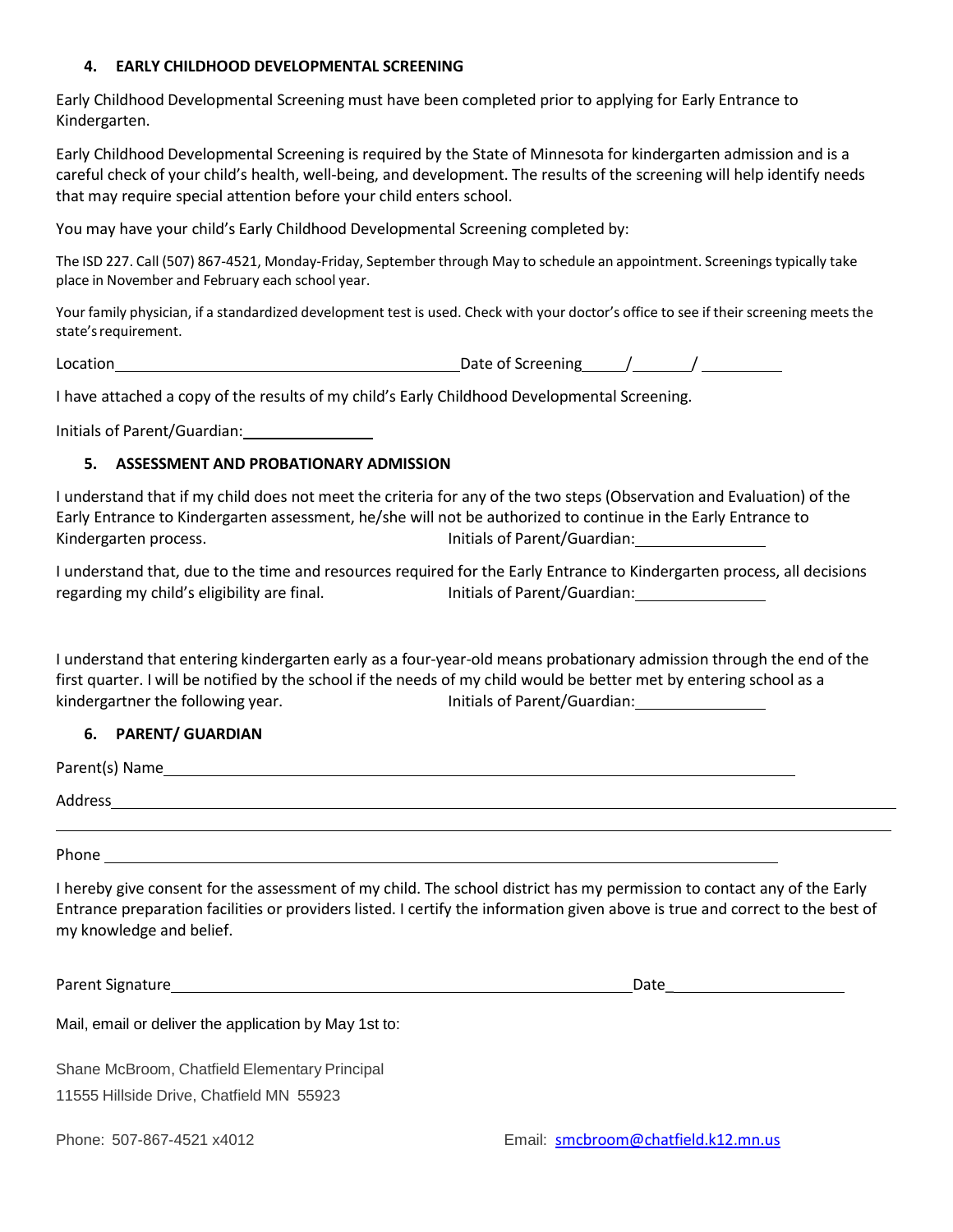### 4. EARLY CHILDHOOD DEVELOPMENTAL SCREENING

Early Childhood Developmental Screening must have been completed prior to applying for Early Entrance to Kindergarten.

Early Childhood Developmental Screening is required by the State of Minnesota for kindergarten admission and is a careful check of your child's health, well-being, and development. The results of the screening will help identify needs that may require special attention before your child enters school.

You may have your child's Early Childhood Developmental Screening completed by:

The ISD 227. Call (507) 867-4521, Monday-Friday, September through May to schedule an appointment. Screenings typically take place in November and February each school year.

Your family physician, if a standardized development test is used. Check with your doctor's office to see if their screening meets the state's requirement.

Location________________________________ Date of Screening_____/_____/________

I have attached a copy of the results of my child's Early Childhood Developmental Screening.

Initials of Parent/Guardian:____________

### 5. ASSESSMENT AND PROBATIONARY ADMISSION

I understand that if my child does not meet the criteria for any of the two steps (Observation and Evaluation) of the Early Entrance to Kindergarten assessment, he/she will not be authorized to continue in the Early Entrance to Kindergarten process. Initials of Parent/Guardian:____________

I understand that, due to the time and resources required for the Early Entrance to Kindergarten process, all decisions regarding my child's eligibility are final. Initials of Parent/Guardian:____________

I understand that entering kindergarten early as a four-year-old means probationary admission through the end of the first quarter. I will be notified by the school if the needs of my child would be better met by entering school as a kindergartner the following year. Initials of Parent/Guardian:____________

### 6. PARENT/ GUARDIAN

Parent(s) Name________________________________________________

Address________________________________________________

________________________________________________

Phone ________________________________________________

I hereby give consent for the assessment of my child. The school district has my permission to contact any of the Early Entrance preparation facilities or providers listed. I certify the information given above is true and correct to the best of my knowledge and belief.

Parent Signature________________________________________ Date_________________

Mail, email or deliver the application by May 1st to:

Shane McBroom, Chatfield Elementary Principal

11555 Hillside Drive, Chatfield MN 55923

Phone: 507-867-4521 x4012 Email: smcbroom@chatfield.k12.mn.us